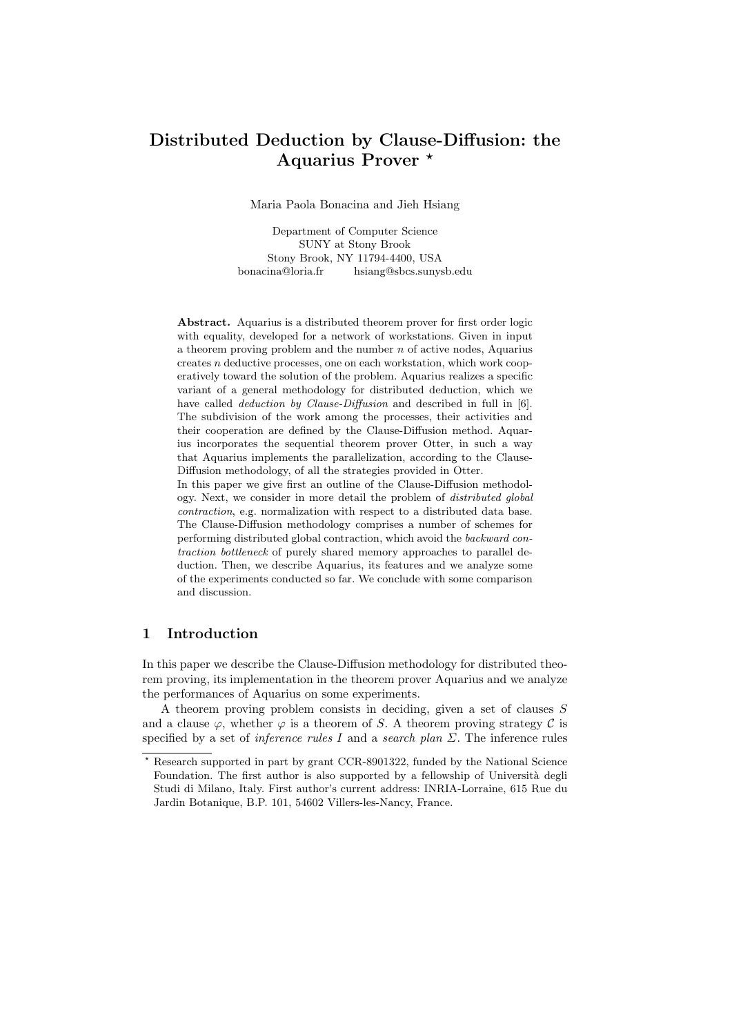# Distributed Deduction by Clause-Diffusion: the Aquarius Prover ⋆

Maria Paola Bonacina and Jieh Hsiang

Department of Computer Science
SUNY at Stony Brook
Stony Brook, NY 11794-4400, USA
bonacina@loria.fr hsiang@sbcs.sunysb.edu

**Abstract.** Aquarius is a distributed theorem prover for first order logic with equality, developed for a network of workstations. Given in input a theorem proving problem and the number $n$ of active nodes, Aquarius creates $n$ deductive processes, one on each workstation, which work cooperatively toward the solution of the problem. Aquarius realizes a specific variant of a general methodology for distributed deduction, which we have called *deduction by Clause-Diffusion* and described in full in [6]. The subdivision of the work among the processes, their activities and their cooperation are defined by the Clause-Diffusion method. Aquarius incorporates the sequential theorem prover Otter, in such a way that Aquarius implements the parallelization, according to the Clause-Diffusion methodology, of all the strategies provided in Otter.
In this paper we give first an outline of the Clause-Diffusion methodology. Next, we consider in more detail the problem of *distributed global contraction*, e.g. normalization with respect to a distributed data base. The Clause-Diffusion methodology comprises a number of schemes for performing distributed global contraction, which avoid the *backward contraction bottleneck* of purely shared memory approaches to parallel deduction. Then, we describe Aquarius, its features and we analyze some of the experiments conducted so far. We conclude with some comparison and discussion.

## 1 Introduction

In this paper we describe the Clause-Diffusion methodology for distributed theorem proving, its implementation in the theorem prover Aquarius and we analyze the performances of Aquarius on some experiments.

A theorem proving problem consists in deciding, given a set of clauses $S$ and a clause $\varphi$, whether $\varphi$ is a theorem of $S$. A theorem proving strategy $\mathcal{C}$ is specified by a set of *inference rules* $I$ and a *search plan* $\Sigma$. The inference rules

⋆ Research supported in part by grant CCR-8901322, funded by the National Science Foundation. The first author is also supported by a fellowship of Università degli Studi di Milano, Italy. First author's current address: INRIA-Lorraine, 615 Rue du Jardin Botanique, B.P. 101, 54602 Villers-les-Nancy, France.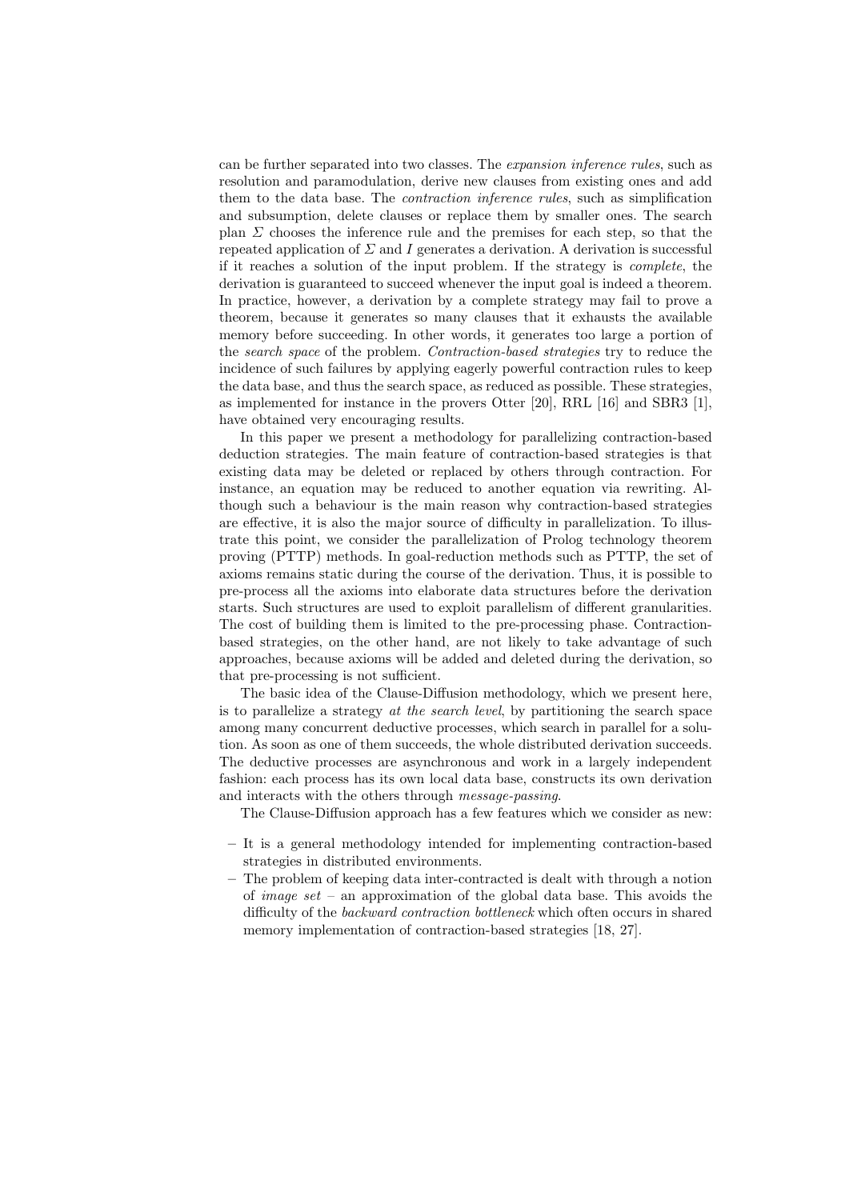can be further separated into two classes. The *expansion inference rules*, such as resolution and paramodulation, derive new clauses from existing ones and add them to the data base. The *contraction inference rules*, such as simplification and subsumption, delete clauses or replace them by smaller ones. The search plan $\Sigma$ chooses the inference rule and the premises for each step, so that the repeated application of $\Sigma$ and $I$ generates a derivation. A derivation is successful if it reaches a solution of the input problem. If the strategy is *complete*, the derivation is guaranteed to succeed whenever the input goal is indeed a theorem. In practice, however, a derivation by a complete strategy may fail to prove a theorem, because it generates so many clauses that it exhausts the available memory before succeeding. In other words, it generates too large a portion of the *search space* of the problem. *Contraction-based strategies* try to reduce the incidence of such failures by applying eagerly powerful contraction rules to keep the data base, and thus the search space, as reduced as possible. These strategies, as implemented for instance in the provers Otter [20], RRL [16] and SBR3 [1], have obtained very encouraging results.

In this paper we present a methodology for parallelizing contraction-based deduction strategies. The main feature of contraction-based strategies is that existing data may be deleted or replaced by others through contraction. For instance, an equation may be reduced to another equation via rewriting. Although such a behaviour is the main reason why contraction-based strategies are effective, it is also the major source of difficulty in parallelization. To illustrate this point, we consider the parallelization of Prolog technology theorem proving (PTTP) methods. In goal-reduction methods such as PTTP, the set of axioms remains static during the course of the derivation. Thus, it is possible to pre-process all the axioms into elaborate data structures before the derivation starts. Such structures are used to exploit parallelism of different granularities. The cost of building them is limited to the pre-processing phase. Contraction-based strategies, on the other hand, are not likely to take advantage of such approaches, because axioms will be added and deleted during the derivation, so that pre-processing is not sufficient.

The basic idea of the Clause-Diffusion methodology, which we present here, is to parallelize a strategy *at the search level*, by partitioning the search space among many concurrent deductive processes, which search in parallel for a solution. As soon as one of them succeeds, the whole distributed derivation succeeds. The deductive processes are asynchronous and work in a largely independent fashion: each process has its own local data base, constructs its own derivation and interacts with the others through *message-passing*.

The Clause-Diffusion approach has a few features which we consider as new:

- It is a general methodology intended for implementing contraction-based strategies in distributed environments.
- The problem of keeping data inter-contracted is dealt with through a notion of *image set* – an approximation of the global data base. This avoids the difficulty of the *backward contraction bottleneck* which often occurs in shared memory implementation of contraction-based strategies [18, 27].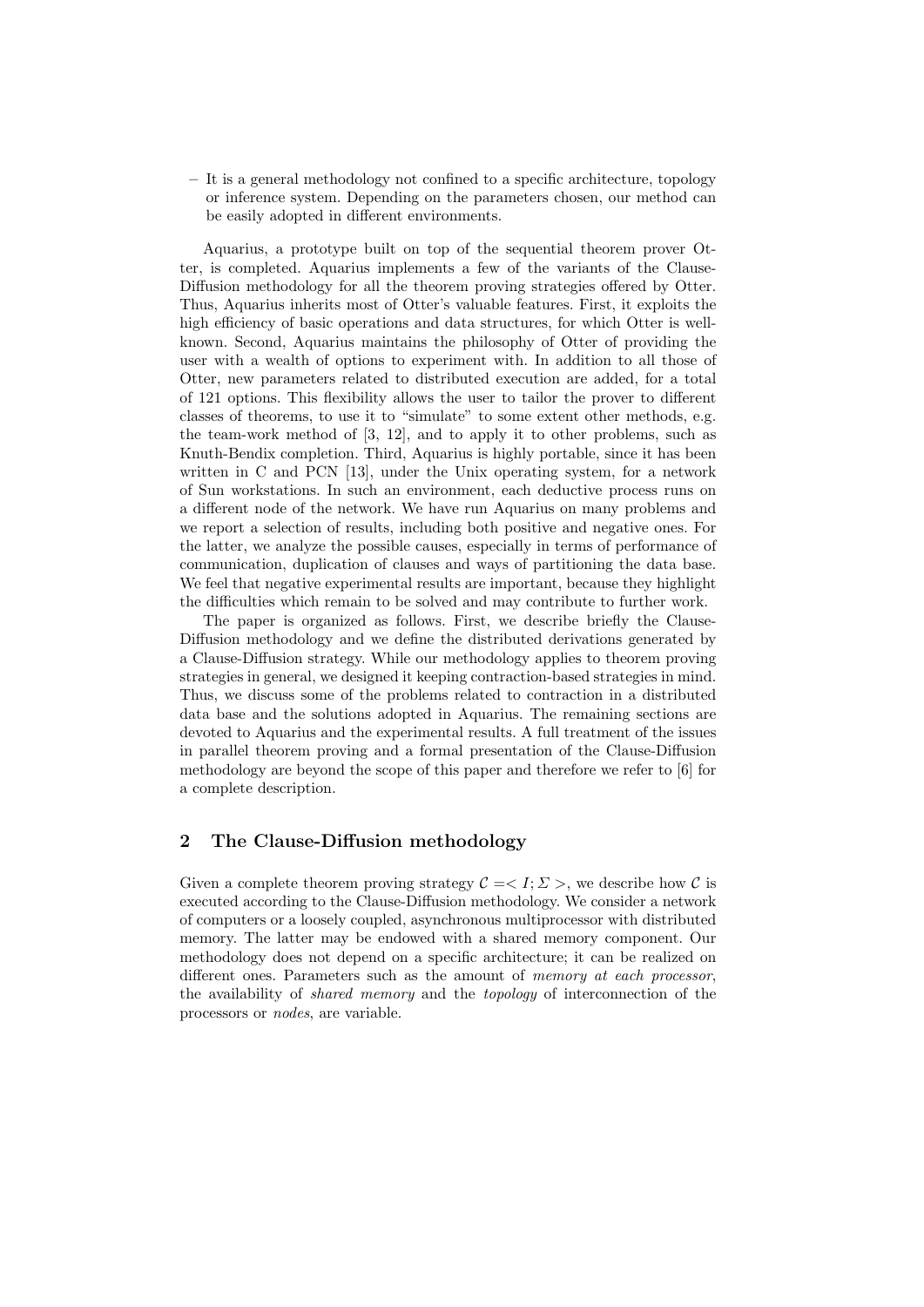- It is a general methodology not confined to a specific architecture, topology or inference system. Depending on the parameters chosen, our method can be easily adopted in different environments.

Aquarius, a prototype built on top of the sequential theorem prover Otter, is completed. Aquarius implements a few of the variants of the Clause-Diffusion methodology for all the theorem proving strategies offered by Otter. Thus, Aquarius inherits most of Otter's valuable features. First, it exploits the high efficiency of basic operations and data structures, for which Otter is well-known. Second, Aquarius maintains the philosophy of Otter of providing the user with a wealth of options to experiment with. In addition to all those of Otter, new parameters related to distributed execution are added, for a total of 121 options. This flexibility allows the user to tailor the prover to different classes of theorems, to use it to "simulate" to some extent other methods, e.g. the team-work method of [3, 12], and to apply it to other problems, such as Knuth-Bendix completion. Third, Aquarius is highly portable, since it has been written in C and PCN [13], under the Unix operating system, for a network of Sun workstations. In such an environment, each deductive process runs on a different node of the network. We have run Aquarius on many problems and we report a selection of results, including both positive and negative ones. For the latter, we analyze the possible causes, especially in terms of performance of communication, duplication of clauses and ways of partitioning the data base. We feel that negative experimental results are important, because they highlight the difficulties which remain to be solved and may contribute to further work.

The paper is organized as follows. First, we describe briefly the Clause-Diffusion methodology and we define the distributed derivations generated by a Clause-Diffusion strategy. While our methodology applies to theorem proving strategies in general, we designed it keeping contraction-based strategies in mind. Thus, we discuss some of the problems related to contraction in a distributed data base and the solutions adopted in Aquarius. The remaining sections are devoted to Aquarius and the experimental results. A full treatment of the issues in parallel theorem proving and a formal presentation of the Clause-Diffusion methodology are beyond the scope of this paper and therefore we refer to [6] for a complete description.

## 2 The Clause-Diffusion methodology

Given a complete theorem proving strategy $\mathcal{C} =< I; \Sigma >$, we describe how $\mathcal{C}$ is executed according to the Clause-Diffusion methodology. We consider a network of computers or a loosely coupled, asynchronous multiprocessor with distributed memory. The latter may be endowed with a shared memory component. Our methodology does not depend on a specific architecture; it can be realized on different ones. Parameters such as the amount of *memory at each processor*, the availability of *shared memory* and the *topology* of interconnection of the processors or *nodes*, are variable.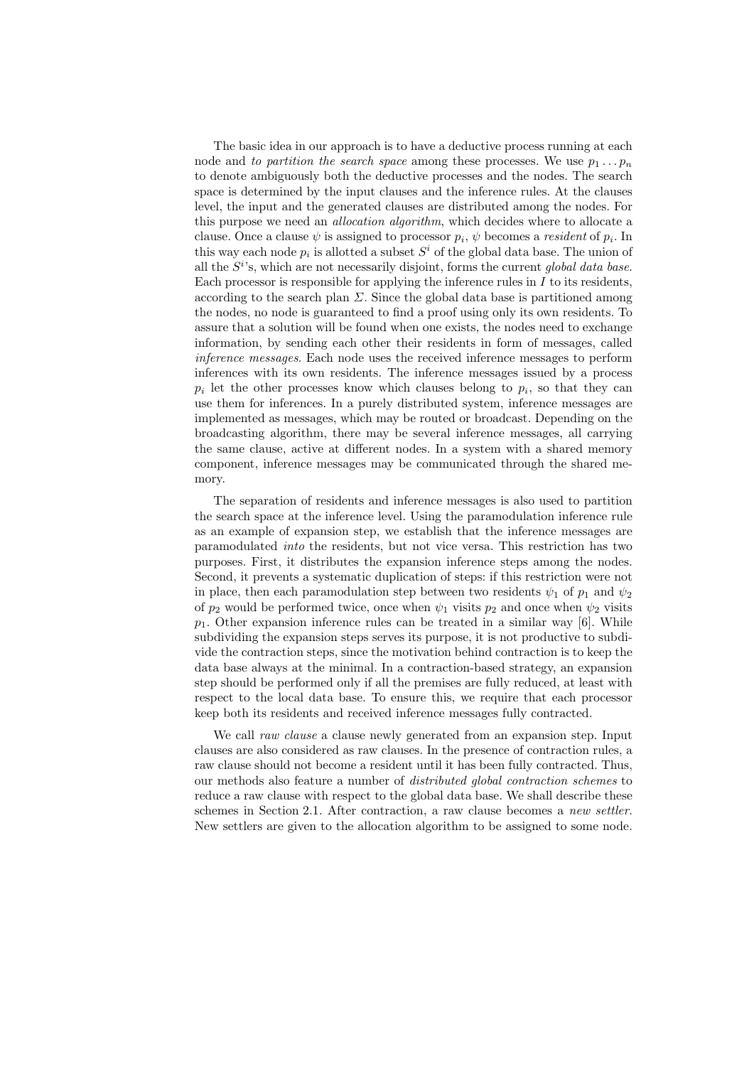The basic idea in our approach is to have a deductive process running at each node and *to partition the search space* among these processes. We use $p_1 \dots p_n$ to denote ambiguously both the deductive processes and the nodes. The search space is determined by the input clauses and the inference rules. At the clauses level, the input and the generated clauses are distributed among the nodes. For this purpose we need an *allocation algorithm*, which decides where to allocate a clause. Once a clause $\psi$ is assigned to processor $p_i$, $\psi$ becomes a *resident* of $p_i$. In this way each node $p_i$ is allotted a subset $S^i$ of the global data base. The union of all the $S^i$'s, which are not necessarily disjoint, forms the current *global data base*. Each processor is responsible for applying the inference rules in $I$ to its residents, according to the search plan $\Sigma$. Since the global data base is partitioned among the nodes, no node is guaranteed to find a proof using only its own residents. To assure that a solution will be found when one exists, the nodes need to exchange information, by sending each other their residents in form of messages, called *inference messages*. Each node uses the received inference messages to perform inferences with its own residents. The inference messages issued by a process $p_i$ let the other processes know which clauses belong to $p_i$, so that they can use them for inferences. In a purely distributed system, inference messages are implemented as messages, which may be routed or broadcast. Depending on the broadcasting algorithm, there may be several inference messages, all carrying the same clause, active at different nodes. In a system with a shared memory component, inference messages may be communicated through the shared memory.

The separation of residents and inference messages is also used to partition the search space at the inference level. Using the paramodulation inference rule as an example of expansion step, we establish that the inference messages are paramodulated *into* the residents, but not vice versa. This restriction has two purposes. First, it distributes the expansion inference steps among the nodes. Second, it prevents a systematic duplication of steps: if this restriction were not in place, then each paramodulation step between two residents $\psi_1$ of $p_1$ and $\psi_2$ of $p_2$ would be performed twice, once when $\psi_1$ visits $p_2$ and once when $\psi_2$ visits $p_1$. Other expansion inference rules can be treated in a similar way [6]. While subdividing the expansion steps serves its purpose, it is not productive to subdivide the contraction steps, since the motivation behind contraction is to keep the data base always at the minimal. In a contraction-based strategy, an expansion step should be performed only if all the premises are fully reduced, at least with respect to the local data base. To ensure this, we require that each processor keep both its residents and received inference messages fully contracted.

We call *raw clause* a clause newly generated from an expansion step. Input clauses are also considered as raw clauses. In the presence of contraction rules, a raw clause should not become a resident until it has been fully contracted. Thus, our methods also feature a number of *distributed global contraction schemes* to reduce a raw clause with respect to the global data base. We shall describe these schemes in Section 2.1. After contraction, a raw clause becomes a *new settler*. New settlers are given to the allocation algorithm to be assigned to some node.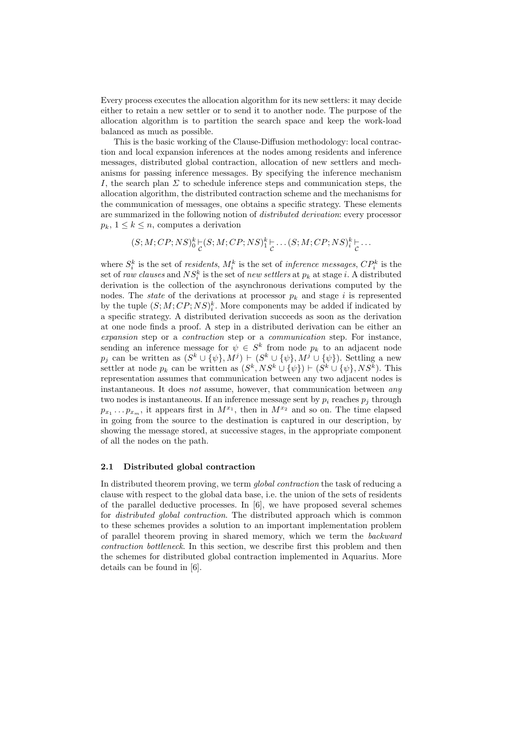Every process executes the allocation algorithm for its new settlers: it may decide either to retain a new settler or to send it to another node. The purpose of the allocation algorithm is to partition the search space and keep the work-load balanced as much as possible.

This is the basic working of the Clause-Diffusion methodology: local contraction and local expansion inferences at the nodes among residents and inference messages, distributed global contraction, allocation of new settlers and mechanisms for passing inference messages. By specifying the inference mechanism $I$, the search plan $\Sigma$ to schedule inference steps and communication steps, the allocation algorithm, the distributed contraction scheme and the mechanisms for the communication of messages, one obtains a specific strategy. These elements are summarized in the following notion of *distributed derivation*: every processor $p_k$, $1 \leq k \leq n$, computes a derivation

$$(S;M;CP;NS)_0^k \underset{\mathcal{C}}{\vdash} (S;M;CP;NS)_1^k \underset{\mathcal{C}}{\vdash} \ldots (S;M;CP;NS)_i^k \underset{\mathcal{C}}{\vdash} \ldots$$

where $S_i^k$ is the set of *residents*, $M_i^k$ is the set of *inference messages*, $CP_i^k$ is the set of *raw clauses* and $NS_i^k$ is the set of *new settlers* at $p_k$ at stage $i$. A distributed derivation is the collection of the asynchronous derivations computed by the nodes. The *state* of the derivations at processor $p_k$ and stage $i$ is represented by the tuple $(S;M;CP;NS)_i^k$. More components may be added if indicated by a specific strategy. A distributed derivation succeeds as soon as the derivation at one node finds a proof. A step in a distributed derivation can be either an *expansion* step or a *contraction* step or a *communication* step. For instance, sending an inference message for $\psi \in S^k$ from node $p_k$ to an adjacent node $p_j$ can be written as $(S^k \cup \{\psi\}, M^j) \vdash (S^k \cup \{\psi\}, M^j \cup \{\psi\})$. Settling a new settler at node $p_k$ can be written as $(S^k, NS^k \cup \{\psi\}) \vdash (S^k \cup \{\psi\}, NS^k)$. This representation assumes that communication between any two adjacent nodes is instantaneous. It does *not* assume, however, that communication between *any* two nodes is instantaneous. If an inference message sent by $p_i$ reaches $p_j$ through $p_{x_1} \ldots p_{x_m}$, it appears first in $M^{x_1}$, then in $M^{x_2}$ and so on. The time elapsed in going from the source to the destination is captured in our description, by showing the message stored, at successive stages, in the appropriate component of all the nodes on the path.

## 2.1 Distributed global contraction

In distributed theorem proving, we term *global contraction* the task of reducing a clause with respect to the global data base, i.e. the union of the sets of residents of the parallel deductive processes. In [6], we have proposed several schemes for *distributed global contraction*. The distributed approach which is common to these schemes provides a solution to an important implementation problem of parallel theorem proving in shared memory, which we term the *backward contraction bottleneck*. In this section, we describe first this problem and then the schemes for distributed global contraction implemented in Aquarius. More details can be found in [6].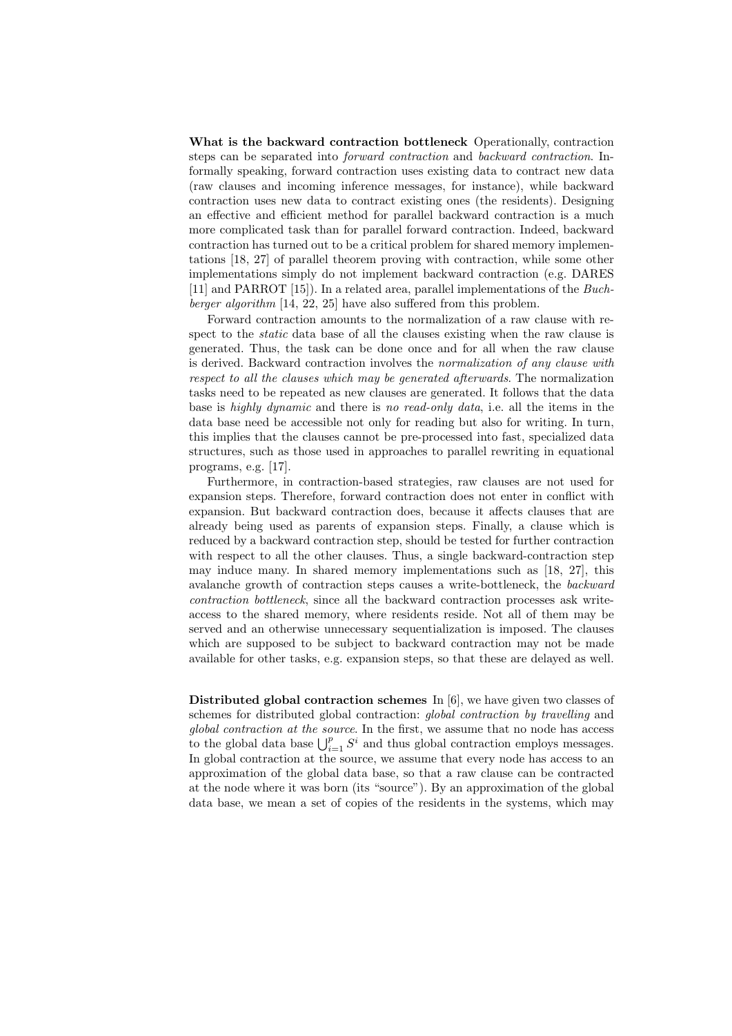**What is the backward contraction bottleneck** Operationally, contraction steps can be separated into *forward contraction* and *backward contraction*. Informally speaking, forward contraction uses existing data to contract new data (raw clauses and incoming inference messages, for instance), while backward contraction uses new data to contract existing ones (the residents). Designing an effective and efficient method for parallel backward contraction is a much more complicated task than for parallel forward contraction. Indeed, backward contraction has turned out to be a critical problem for shared memory implementations [18, 27] of parallel theorem proving with contraction, while some other implementations simply do not implement backward contraction (e.g. DARES [11] and PARROT [15]). In a related area, parallel implementations of the *Buchberger algorithm* [14, 22, 25] have also suffered from this problem.

Forward contraction amounts to the normalization of a raw clause with respect to the *static* data base of all the clauses existing when the raw clause is generated. Thus, the task can be done once and for all when the raw clause is derived. Backward contraction involves the *normalization of any clause with respect to all the clauses which may be generated afterwards*. The normalization tasks need to be repeated as new clauses are generated. It follows that the data base is *highly dynamic* and there is *no read-only data*, i.e. all the items in the data base need be accessible not only for reading but also for writing. In turn, this implies that the clauses cannot be pre-processed into fast, specialized data structures, such as those used in approaches to parallel rewriting in equational programs, e.g. [17].

Furthermore, in contraction-based strategies, raw clauses are not used for expansion steps. Therefore, forward contraction does not enter in conflict with expansion. But backward contraction does, because it affects clauses that are already being used as parents of expansion steps. Finally, a clause which is reduced by a backward contraction step, should be tested for further contraction with respect to all the other clauses. Thus, a single backward-contraction step may induce many. In shared memory implementations such as [18, 27], this avalanche growth of contraction steps causes a write-bottleneck, the *backward contraction bottleneck*, since all the backward contraction processes ask write-access to the shared memory, where residents reside. Not all of them may be served and an otherwise unnecessary sequentialization is imposed. The clauses which are supposed to be subject to backward contraction may not be made available for other tasks, e.g. expansion steps, so that these are delayed as well.

**Distributed global contraction schemes** In [6], we have given two classes of schemes for distributed global contraction: *global contraction by travelling* and *global contraction at the source*. In the first, we assume that no node has access to the global data base $\bigcup_{i=1}^{p} S^i$ and thus global contraction employs messages. In global contraction at the source, we assume that every node has access to an approximation of the global data base, so that a raw clause can be contracted at the node where it was born (its "source"). By an approximation of the global data base, we mean a set of copies of the residents in the systems, which may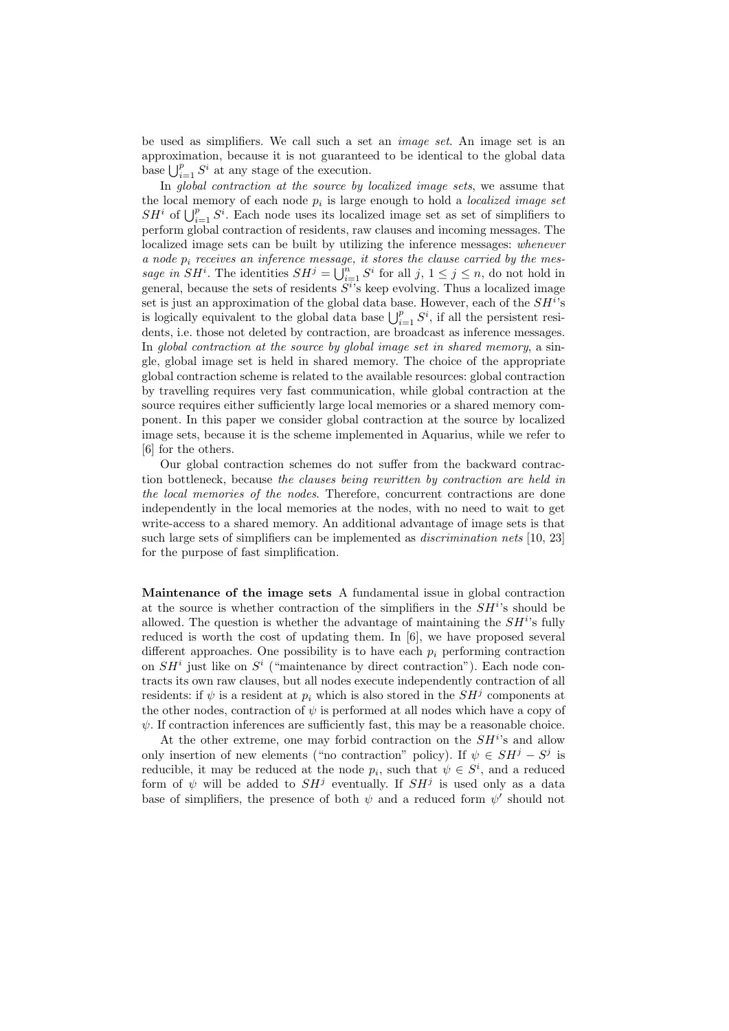be used as simplifiers. We call such a set an *image set*. An image set is an approximation, because it is not guaranteed to be identical to the global data base $\bigcup_{i=1}^{p} S^i$ at any stage of the execution.

In *global contraction at the source by localized image sets*, we assume that the local memory of each node $p_i$ is large enough to hold a *localized image set* $SH^i$ of $\bigcup_{i=1}^{p} S^i$. Each node uses its localized image set as set of simplifiers to perform global contraction of residents, raw clauses and incoming messages. The localized image sets can be built by utilizing the inference messages: *whenever a node $p_i$ receives an inference message, it stores the clause carried by the message in $SH^i$*. The identities $SH^j = \bigcup_{i=1}^{n} S^i$ for all $j$, $1 \leq j \leq n$, do not hold in general, because the sets of residents $S^i$'s keep evolving. Thus a localized image set is just an approximation of the global data base. However, each of the $SH^i$'s is logically equivalent to the global data base $\bigcup_{i=1}^{p} S^i$, if all the persistent residents, i.e. those not deleted by contraction, are broadcast as inference messages. In *global contraction at the source by global image set in shared memory*, a single, global image set is held in shared memory. The choice of the appropriate global contraction scheme is related to the available resources: global contraction by travelling requires very fast communication, while global contraction at the source requires either sufficiently large local memories or a shared memory component. In this paper we consider global contraction at the source by localized image sets, because it is the scheme implemented in Aquarius, while we refer to [6] for the others.

Our global contraction schemes do not suffer from the backward contraction bottleneck, because *the clauses being rewritten by contraction are held in the local memories of the nodes*. Therefore, concurrent contractions are done independently in the local memories at the nodes, with no need to wait to get write-access to a shared memory. An additional advantage of image sets is that such large sets of simplifiers can be implemented as *discrimination nets* [10, 23] for the purpose of fast simplification.

**Maintenance of the image sets** A fundamental issue in global contraction at the source is whether contraction of the simplifiers in the $SH^i$'s should be allowed. The question is whether the advantage of maintaining the $SH^i$'s fully reduced is worth the cost of updating them. In [6], we have proposed several different approaches. One possibility is to have each $p_i$ performing contraction on $SH^i$ just like on $S^i$ ("maintenance by direct contraction"). Each node contracts its own raw clauses, but all nodes execute independently contraction of all residents: if $\psi$ is a resident at $p_i$ which is also stored in the $SH^j$ components at the other nodes, contraction of $\psi$ is performed at all nodes which have a copy of $\psi$. If contraction inferences are sufficiently fast, this may be a reasonable choice.

At the other extreme, one may forbid contraction on the $SH^i$'s and allow only insertion of new elements ("no contraction" policy). If $\psi \in SH^j - S^j$ is reducible, it may be reduced at the node $p_i$, such that $\psi \in S^i$, and a reduced form of $\psi$ will be added to $SH^j$ eventually. If $SH^j$ is used only as a data base of simplifiers, the presence of both $\psi$ and a reduced form $\psi'$ should not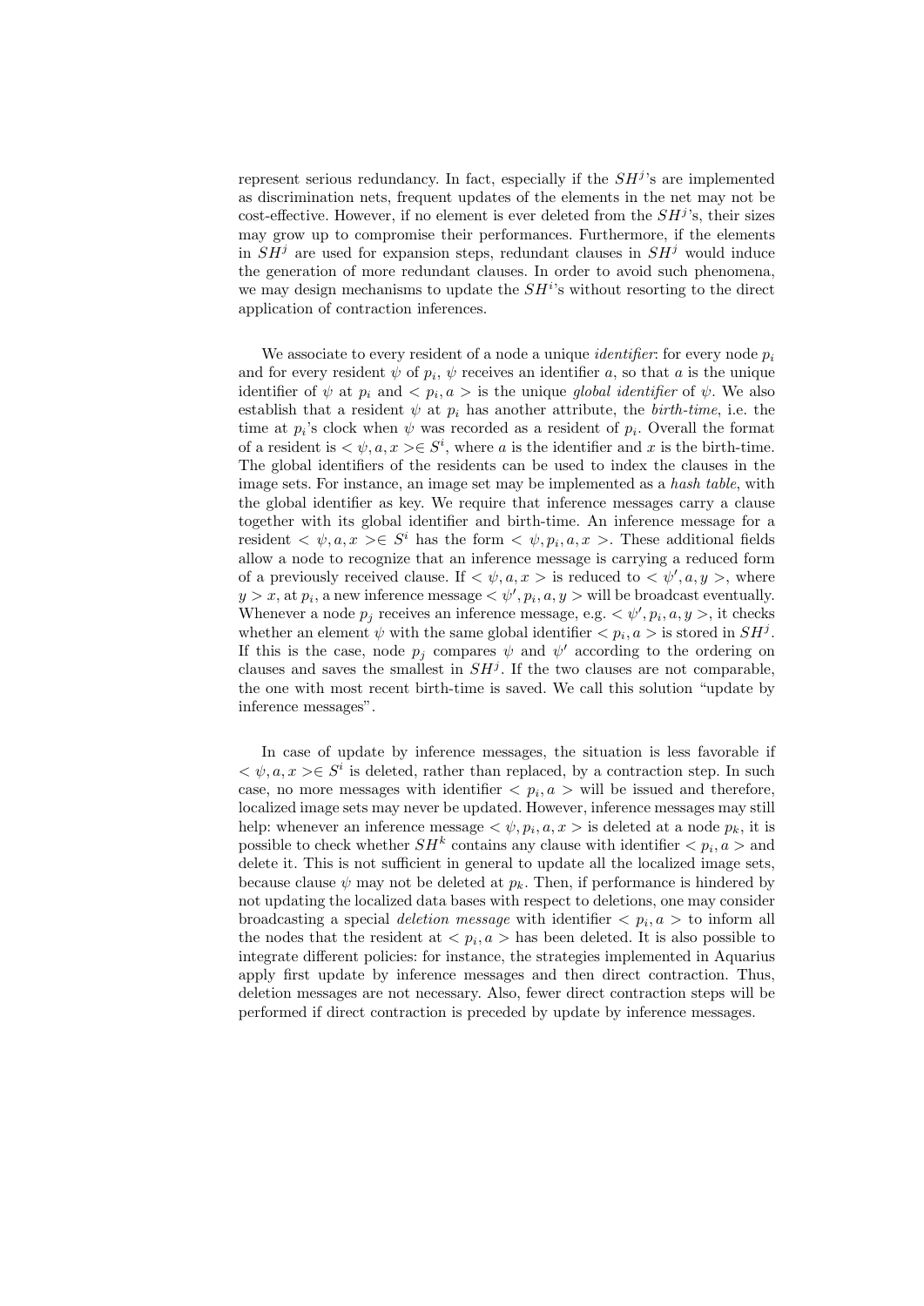represent serious redundancy. In fact, especially if the $SH^j$'s are implemented as discrimination nets, frequent updates of the elements in the net may not be cost-effective. However, if no element is ever deleted from the $SH^j$'s, their sizes may grow up to compromise their performances. Furthermore, if the elements in $SH^j$ are used for expansion steps, redundant clauses in $SH^j$ would induce the generation of more redundant clauses. In order to avoid such phenomena, we may design mechanisms to update the $SH^i$'s without resorting to the direct application of contraction inferences.

We associate to every resident of a node a unique *identifier*: for every node $p_i$ and for every resident $\psi$ of $p_i$, $\psi$ receives an identifier $a$, so that $a$ is the unique identifier of $\psi$ at $p_i$ and $< p_i, a >$ is the unique *global identifier* of $\psi$. We also establish that a resident $\psi$ at $p_i$ has another attribute, the *birth-time*, i.e. the time at $p_i$'s clock when $\psi$ was recorded as a resident of $p_i$. Overall the format of a resident is $< \psi, a, x > \in S^i$, where $a$ is the identifier and $x$ is the birth-time. The global identifiers of the residents can be used to index the clauses in the image sets. For instance, an image set may be implemented as a *hash table*, with the global identifier as key. We require that inference messages carry a clause together with its global identifier and birth-time. An inference message for a resident $< \psi, a, x > \in S^i$ has the form $< \psi, p_i, a, x >$. These additional fields allow a node to recognize that an inference message is carrying a reduced form of a previously received clause. If $< \psi, a, x >$ is reduced to $< \psi', a, y >$, where $y > x$, at $p_i$, a new inference message $< \psi', p_i, a, y >$ will be broadcast eventually. Whenever a node $p_j$ receives an inference message, e.g. $< \psi', p_i, a, y >$, it checks whether an element $\psi$ with the same global identifier $< p_i, a >$ is stored in $SH^j$. If this is the case, node $p_j$ compares $\psi$ and $\psi'$ according to the ordering on clauses and saves the smallest in $SH^j$. If the two clauses are not comparable, the one with most recent birth-time is saved. We call this solution "update by inference messages".

In case of update by inference messages, the situation is less favorable if $< \psi, a, x > \in S^i$ is deleted, rather than replaced, by a contraction step. In such case, no more messages with identifier $< p_i, a >$ will be issued and therefore, localized image sets may never be updated. However, inference messages may still help: whenever an inference message $< \psi, p_i, a, x >$ is deleted at a node $p_k$, it is possible to check whether $SH^k$ contains any clause with identifier $< p_i, a >$ and delete it. This is not sufficient in general to update all the localized image sets, because clause $\psi$ may not be deleted at $p_k$. Then, if performance is hindered by not updating the localized data bases with respect to deletions, one may consider broadcasting a special *deletion message* with identifier $< p_i, a >$ to inform all the nodes that the resident at $< p_i, a >$ has been deleted. It is also possible to integrate different policies: for instance, the strategies implemented in Aquarius apply first update by inference messages and then direct contraction. Thus, deletion messages are not necessary. Also, fewer direct contraction steps will be performed if direct contraction is preceded by update by inference messages.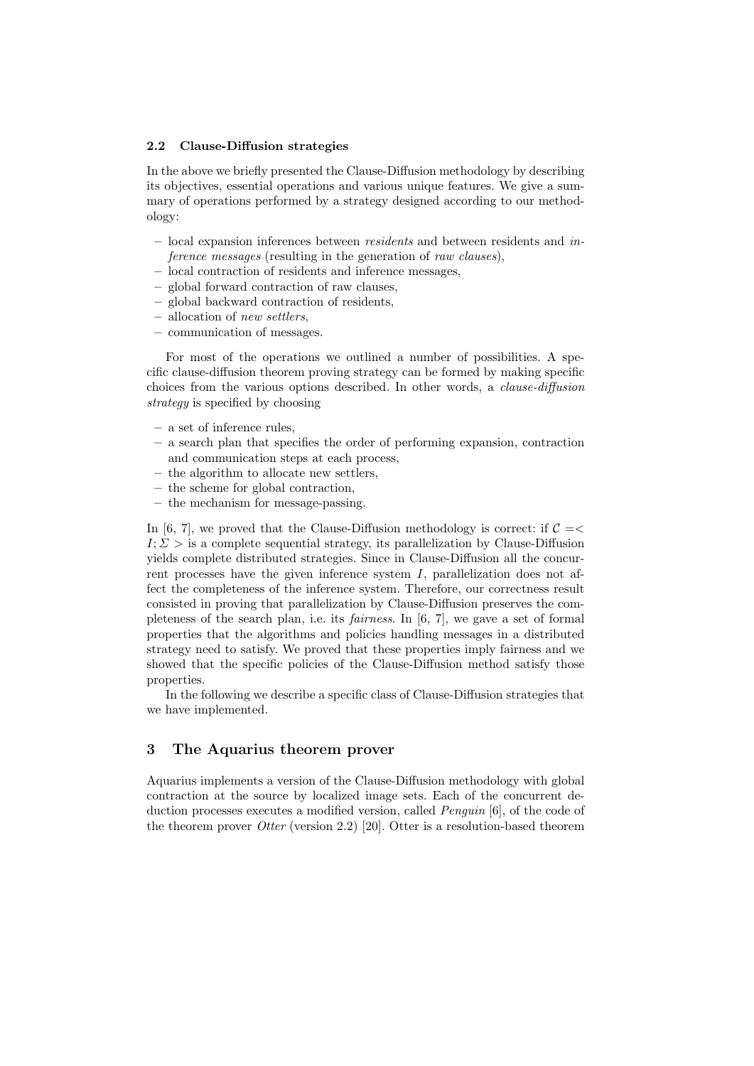### 2.2 Clause-Diffusion strategies

In the above we briefly presented the Clause-Diffusion methodology by describing its objectives, essential operations and various unique features. We give a summary of operations performed by a strategy designed according to our methodology:

- local expansion inferences between *residents* and between residents and *inference messages* (resulting in the generation of *raw clauses*),
- local contraction of residents and inference messages,
- global forward contraction of raw clauses,
- global backward contraction of residents,
- allocation of *new settlers*,
- communication of messages.

For most of the operations we outlined a number of possibilities. A specific clause-diffusion theorem proving strategy can be formed by making specific choices from the various options described. In other words, a *clause-diffusion strategy* is specified by choosing

- a set of inference rules,
- a search plan that specifies the order of performing expansion, contraction and communication steps at each process,
- the algorithm to allocate new settlers,
- the scheme for global contraction,
- the mechanism for message-passing.

In [6, 7], we proved that the Clause-Diffusion methodology is correct: if $\mathcal{C} = < I; \Sigma >$ is a complete sequential strategy, its parallelization by Clause-Diffusion yields complete distributed strategies. Since in Clause-Diffusion all the concurrent processes have the given inference system $I$, parallelization does not affect the completeness of the inference system. Therefore, our correctness result consisted in proving that parallelization by Clause-Diffusion preserves the completeness of the search plan, i.e. its *fairness*. In [6, 7], we gave a set of formal properties that the algorithms and policies handling messages in a distributed strategy need to satisfy. We proved that these properties imply fairness and we showed that the specific policies of the Clause-Diffusion method satisfy those properties.

In the following we describe a specific class of Clause-Diffusion strategies that we have implemented.

## 3 The Aquarius theorem prover

Aquarius implements a version of the Clause-Diffusion methodology with global contraction at the source by localized image sets. Each of the concurrent deduction processes executes a modified version, called *Penguin* [6], of the code of the theorem prover *Otter* (version 2.2) [20]. Otter is a resolution-based theorem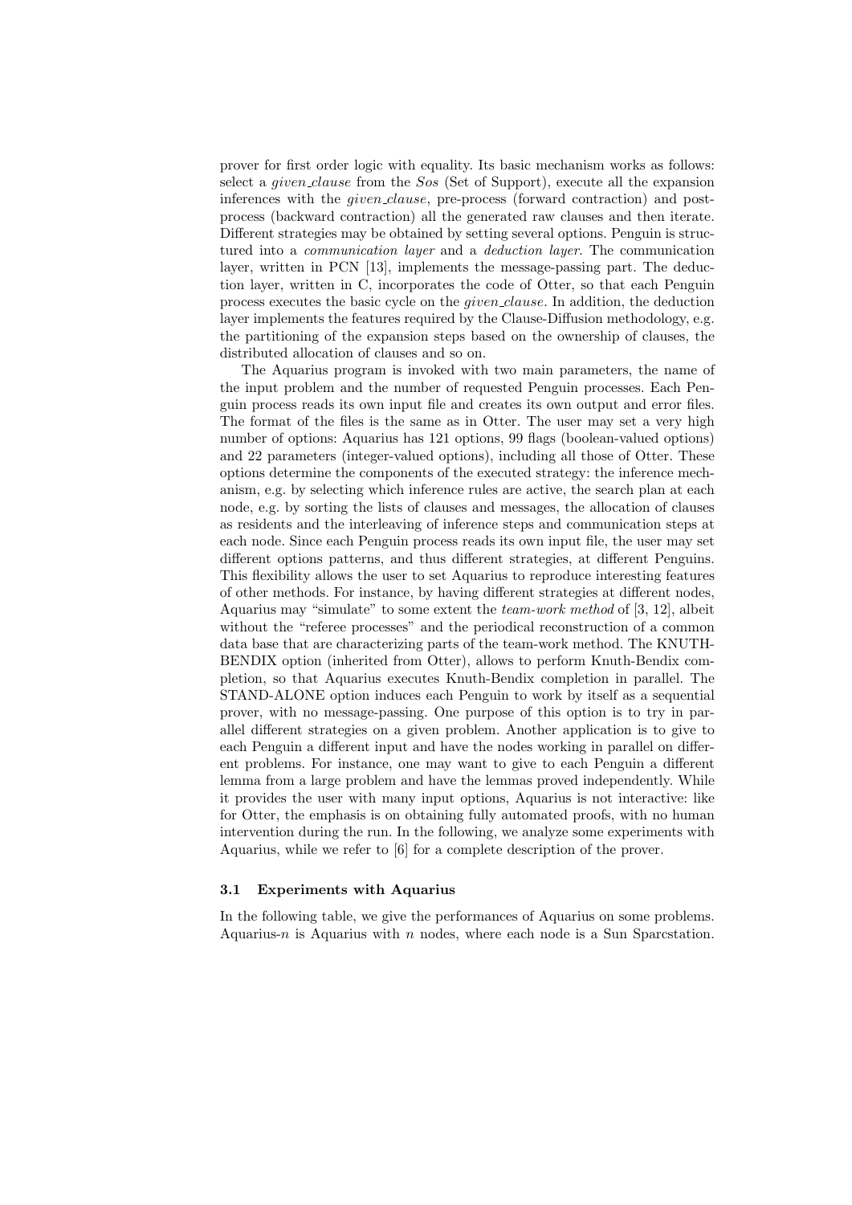prover for first order logic with equality. Its basic mechanism works as follows: select a *given_clause* from the *Sos* (Set of Support), execute all the expansion inferences with the *given_clause*, pre-process (forward contraction) and post-process (backward contraction) all the generated raw clauses and then iterate. Different strategies may be obtained by setting several options. Penguin is structured into a *communication layer* and a *deduction layer*. The communication layer, written in PCN [13], implements the message-passing part. The deduction layer, written in C, incorporates the code of Otter, so that each Penguin process executes the basic cycle on the *given_clause*. In addition, the deduction layer implements the features required by the Clause-Diffusion methodology, e.g. the partitioning of the expansion steps based on the ownership of clauses, the distributed allocation of clauses and so on.

The Aquarius program is invoked with two main parameters, the name of the input problem and the number of requested Penguin processes. Each Penguin process reads its own input file and creates its own output and error files. The format of the files is the same as in Otter. The user may set a very high number of options: Aquarius has 121 options, 99 flags (boolean-valued options) and 22 parameters (integer-valued options), including all those of Otter. These options determine the components of the executed strategy: the inference mechanism, e.g. by selecting which inference rules are active, the search plan at each node, e.g. by sorting the lists of clauses and messages, the allocation of clauses as residents and the interleaving of inference steps and communication steps at each node. Since each Penguin process reads its own input file, the user may set different options patterns, and thus different strategies, at different Penguins. This flexibility allows the user to set Aquarius to reproduce interesting features of other methods. For instance, by having different strategies at different nodes, Aquarius may "simulate" to some extent the *team-work method* of [3, 12], albeit without the "referee processes" and the periodical reconstruction of a common data base that are characterizing parts of the team-work method. The KNUTH-BENDIX option (inherited from Otter), allows to perform Knuth-Bendix completion, so that Aquarius executes Knuth-Bendix completion in parallel. The STAND-ALONE option induces each Penguin to work by itself as a sequential prover, with no message-passing. One purpose of this option is to try in parallel different strategies on a given problem. Another application is to give to each Penguin a different input and have the nodes working in parallel on different problems. For instance, one may want to give to each Penguin a different lemma from a large problem and have the lemmas proved independently. While it provides the user with many input options, Aquarius is not interactive: like for Otter, the emphasis is on obtaining fully automated proofs, with no human intervention during the run. In the following, we analyze some experiments with Aquarius, while we refer to [6] for a complete description of the prover.

### 3.1 Experiments with Aquarius

In the following table, we give the performances of Aquarius on some problems. Aquarius-$n$ is Aquarius with $n$ nodes, where each node is a Sun Sparcstation.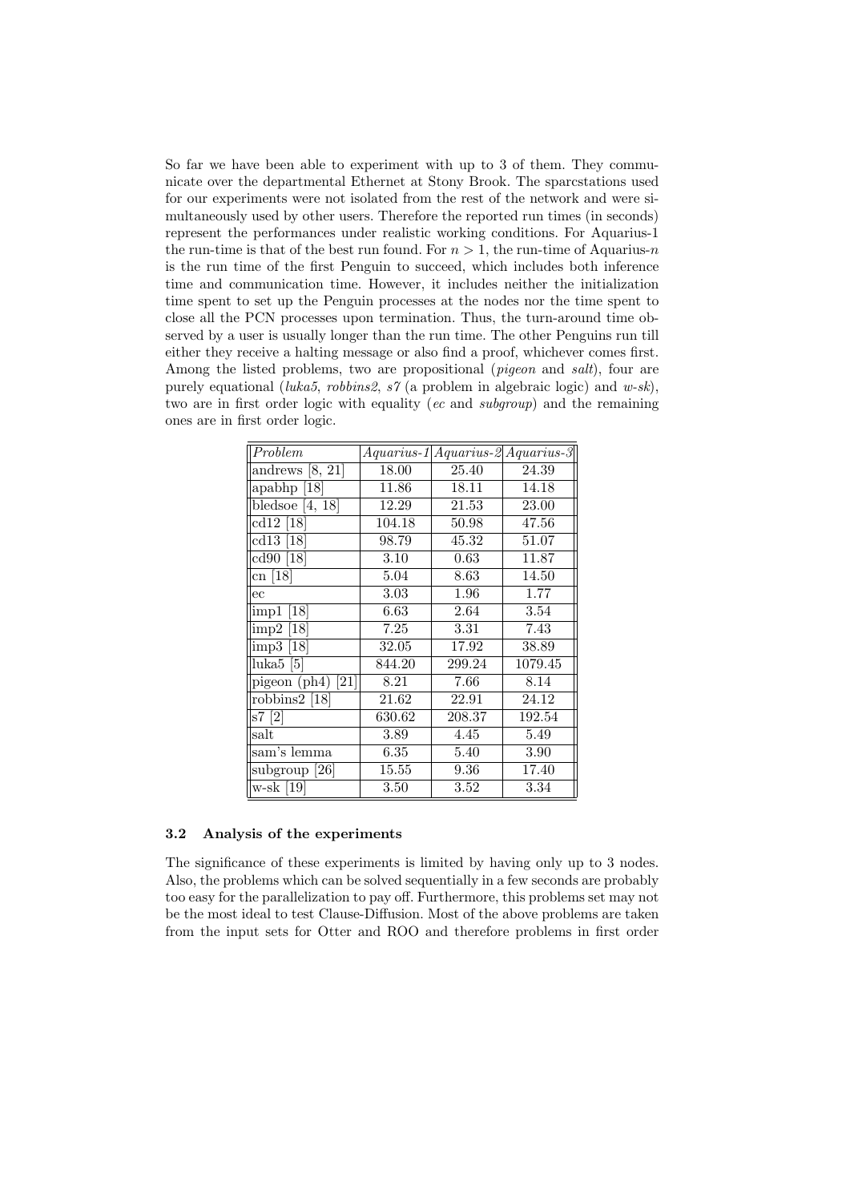So far we have been able to experiment with up to 3 of them. They communicate over the departmental Ethernet at Stony Brook. The sparcstations used for our experiments were not isolated from the rest of the network and were simultaneously used by other users. Therefore the reported run times (in seconds) represent the performances under realistic working conditions. For Aquarius-1 the run-time is that of the best run found. For $n > 1$, the run-time of Aquarius-$n$ is the run time of the first Penguin to succeed, which includes both inference time and communication time. However, it includes neither the initialization time spent to set up the Penguin processes at the nodes nor the time spent to close all the PCN processes upon termination. Thus, the turn-around time observed by a user is usually longer than the run time. The other Penguins run till either they receive a halting message or also find a proof, whichever comes first. Among the listed problems, two are propositional (*pigeon* and *salt*), four are purely equational (*luka5*, *robbins2*, *s7* (a problem in algebraic logic) and *w-sk*), two are in first order logic with equality (*ec* and *subgroup*) and the remaining ones are in first order logic.

| *Problem* | *Aquarius-1* | *Aquarius-2* | *Aquarius-3* |
|---|---|---|---|
| andrews [8, 21] | 18.00 | 25.40 | 24.39 |
| apabhp [18] | 11.86 | 18.11 | 14.18 |
| bledsoe [4, 18] | 12.29 | 21.53 | 23.00 |
| cd12 [18] | 104.18 | 50.98 | 47.56 |
| cd13 [18] | 98.79 | 45.32 | 51.07 |
| cd90 [18] | 3.10 | 0.63 | 11.87 |
| cn [18] | 5.04 | 8.63 | 14.50 |
| ec | 3.03 | 1.96 | 1.77 |
| imp1 [18] | 6.63 | 2.64 | 3.54 |
| imp2 [18] | 7.25 | 3.31 | 7.43 |
| imp3 [18] | 32.05 | 17.92 | 38.89 |
| luka5 [5] | 844.20 | 299.24 | 1079.45 |
| pigeon (ph4) [21] | 8.21 | 7.66 | 8.14 |
| robbins2 [18] | 21.62 | 22.91 | 24.12 |
| s7 [2] | 630.62 | 208.37 | 192.54 |
| salt | 3.89 | 4.45 | 5.49 |
| sam's lemma | 6.35 | 5.40 | 3.90 |
| subgroup [26] | 15.55 | 9.36 | 17.40 |
| w-sk [19] | 3.50 | 3.52 | 3.34 |

### 3.2 Analysis of the experiments

The significance of these experiments is limited by having only up to 3 nodes. Also, the problems which can be solved sequentially in a few seconds are probably too easy for the parallelization to pay off. Furthermore, this problems set may not be the most ideal to test Clause-Diffusion. Most of the above problems are taken from the input sets for Otter and ROO and therefore problems in first order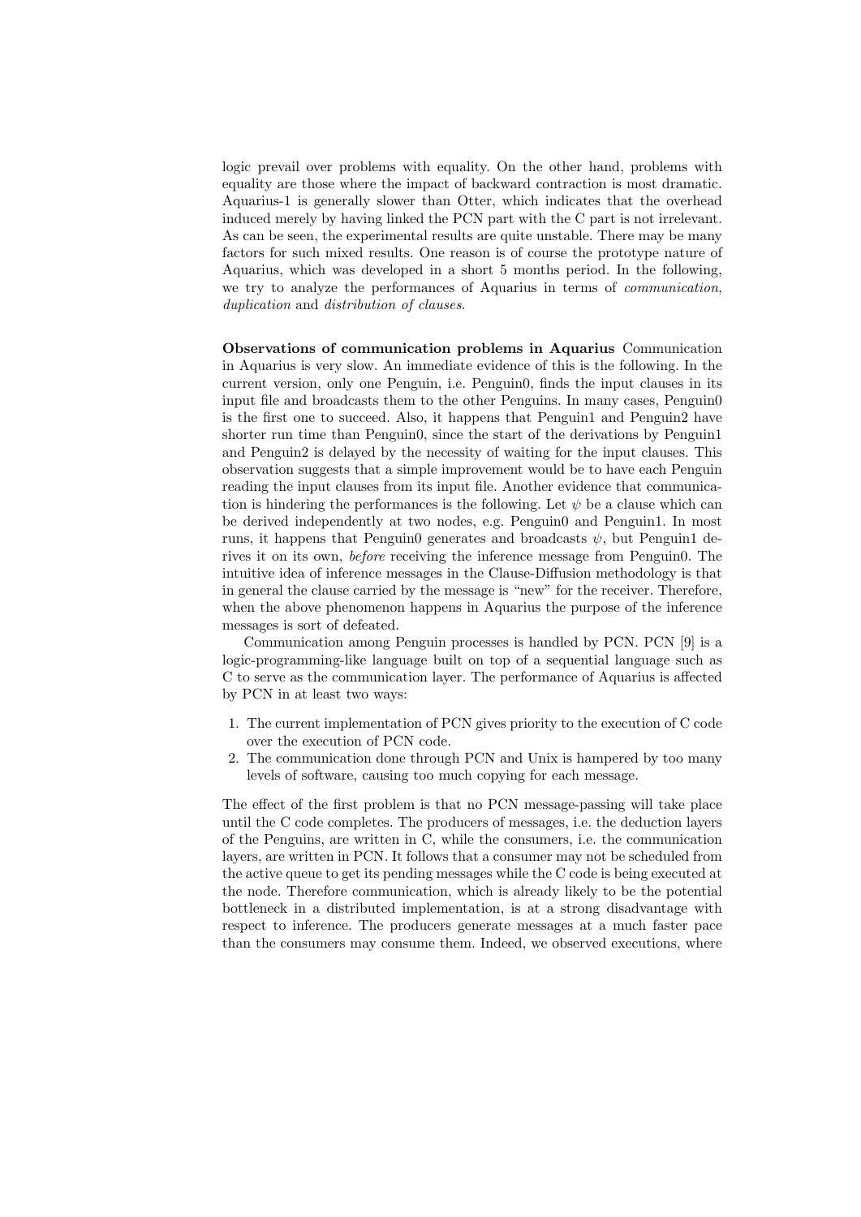logic prevail over problems with equality. On the other hand, problems with equality are those where the impact of backward contraction is most dramatic. Aquarius-1 is generally slower than Otter, which indicates that the overhead induced merely by having linked the PCN part with the C part is not irrelevant. As can be seen, the experimental results are quite unstable. There may be many factors for such mixed results. One reason is of course the prototype nature of Aquarius, which was developed in a short 5 months period. In the following, we try to analyze the performances of Aquarius in terms of *communication*, *duplication* and *distribution of clauses*.

**Observations of communication problems in Aquarius** Communication in Aquarius is very slow. An immediate evidence of this is the following. In the current version, only one Penguin, i.e. Penguin0, finds the input clauses in its input file and broadcasts them to the other Penguins. In many cases, Penguin0 is the first one to succeed. Also, it happens that Penguin1 and Penguin2 have shorter run time than Penguin0, since the start of the derivations by Penguin1 and Penguin2 is delayed by the necessity of waiting for the input clauses. This observation suggests that a simple improvement would be to have each Penguin reading the input clauses from its input file. Another evidence that communication is hindering the performances is the following. Let $\psi$ be a clause which can be derived independently at two nodes, e.g. Penguin0 and Penguin1. In most runs, it happens that Penguin0 generates and broadcasts $\psi$, but Penguin1 derives it on its own, *before* receiving the inference message from Penguin0. The intuitive idea of inference messages in the Clause-Diffusion methodology is that in general the clause carried by the message is "new" for the receiver. Therefore, when the above phenomenon happens in Aquarius the purpose of the inference messages is sort of defeated.

Communication among Penguin processes is handled by PCN. PCN [9] is a logic-programming-like language built on top of a sequential language such as C to serve as the communication layer. The performance of Aquarius is affected by PCN in at least two ways:

1. The current implementation of PCN gives priority to the execution of C code over the execution of PCN code.
2. The communication done through PCN and Unix is hampered by too many levels of software, causing too much copying for each message.

The effect of the first problem is that no PCN message-passing will take place until the C code completes. The producers of messages, i.e. the deduction layers of the Penguins, are written in C, while the consumers, i.e. the communication layers, are written in PCN. It follows that a consumer may not be scheduled from the active queue to get its pending messages while the C code is being executed at the node. Therefore communication, which is already likely to be the potential bottleneck in a distributed implementation, is at a strong disadvantage with respect to inference. The producers generate messages at a much faster pace than the consumers may consume them. Indeed, we observed executions, where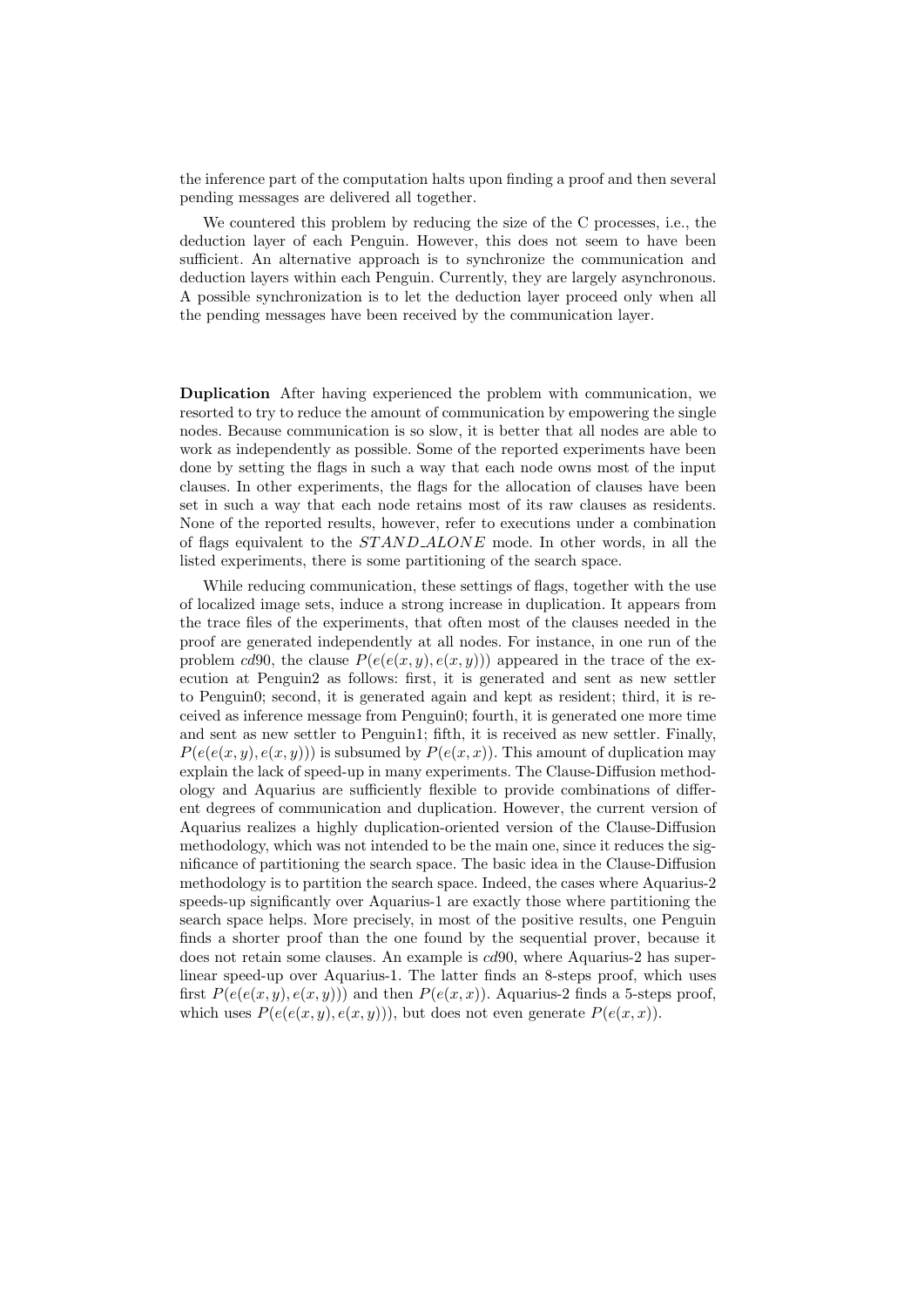the inference part of the computation halts upon finding a proof and then several pending messages are delivered all together.

We countered this problem by reducing the size of the C processes, i.e., the deduction layer of each Penguin. However, this does not seem to have been sufficient. An alternative approach is to synchronize the communication and deduction layers within each Penguin. Currently, they are largely asynchronous. A possible synchronization is to let the deduction layer proceed only when all the pending messages have been received by the communication layer.

**Duplication** After having experienced the problem with communication, we resorted to try to reduce the amount of communication by empowering the single nodes. Because communication is so slow, it is better that all nodes are able to work as independently as possible. Some of the reported experiments have been done by setting the flags in such a way that each node owns most of the input clauses. In other experiments, the flags for the allocation of clauses have been set in such a way that each node retains most of its raw clauses as residents. None of the reported results, however, refer to executions under a combination of flags equivalent to the $STAND\_ALONE$ mode. In other words, in all the listed experiments, there is some partitioning of the search space.

While reducing communication, these settings of flags, together with the use of localized image sets, induce a strong increase in duplication. It appears from the trace files of the experiments, that often most of the clauses needed in the proof are generated independently at all nodes. For instance, in one run of the problem *cd*90, the clause $P(e(e(x,y),e(x,y)))$ appeared in the trace of the execution at Penguin2 as follows: first, it is generated and sent as new settler to Penguin0; second, it is generated again and kept as resident; third, it is received as inference message from Penguin0; fourth, it is generated one more time and sent as new settler to Penguin1; fifth, it is received as new settler. Finally, $P(e(e(x,y),e(x,y)))$ is subsumed by $P(e(x,x))$. This amount of duplication may explain the lack of speed-up in many experiments. The Clause-Diffusion methodology and Aquarius are sufficiently flexible to provide combinations of different degrees of communication and duplication. However, the current version of Aquarius realizes a highly duplication-oriented version of the Clause-Diffusion methodology, which was not intended to be the main one, since it reduces the significance of partitioning the search space. The basic idea in the Clause-Diffusion methodology is to partition the search space. Indeed, the cases where Aquarius-2 speeds-up significantly over Aquarius-1 are exactly those where partitioning the search space helps. More precisely, in most of the positive results, one Penguin finds a shorter proof than the one found by the sequential prover, because it does not retain some clauses. An example is *cd*90, where Aquarius-2 has superlinear speed-up over Aquarius-1. The latter finds an 8-steps proof, which uses first $P(e(e(x,y),e(x,y)))$ and then $P(e(x,x))$. Aquarius-2 finds a 5-steps proof, which uses $P(e(e(x,y),e(x,y)))$, but does not even generate $P(e(x,x))$.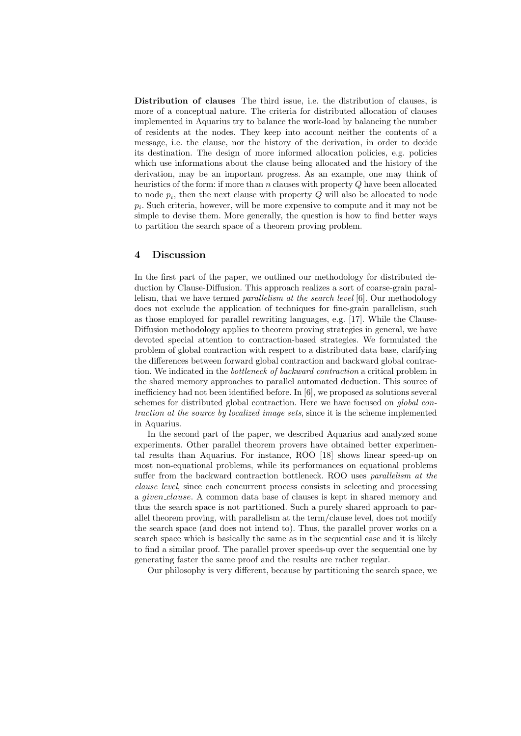**Distribution of clauses** The third issue, i.e. the distribution of clauses, is more of a conceptual nature. The criteria for distributed allocation of clauses implemented in Aquarius try to balance the work-load by balancing the number of residents at the nodes. They keep into account neither the contents of a message, i.e. the clause, nor the history of the derivation, in order to decide its destination. The design of more informed allocation policies, e.g. policies which use informations about the clause being allocated and the history of the derivation, may be an important progress. As an example, one may think of heuristics of the form: if more than $n$ clauses with property $Q$ have been allocated to node $p_i$, then the next clause with property $Q$ will also be allocated to node $p_i$. Such criteria, however, will be more expensive to compute and it may not be simple to devise them. More generally, the question is how to find better ways to partition the search space of a theorem proving problem.

## 4 Discussion

In the first part of the paper, we outlined our methodology for distributed deduction by Clause-Diffusion. This approach realizes a sort of coarse-grain parallelism, that we have termed *parallelism at the search level* [6]. Our methodology does not exclude the application of techniques for fine-grain parallelism, such as those employed for parallel rewriting languages, e.g. [17]. While the Clause-Diffusion methodology applies to theorem proving strategies in general, we have devoted special attention to contraction-based strategies. We formulated the problem of global contraction with respect to a distributed data base, clarifying the differences between forward global contraction and backward global contraction. We indicated in the *bottleneck of backward contraction* a critical problem in the shared memory approaches to parallel automated deduction. This source of inefficiency had not been identified before. In [6], we proposed as solutions several schemes for distributed global contraction. Here we have focused on *global contraction at the source by localized image sets*, since it is the scheme implemented in Aquarius.

In the second part of the paper, we described Aquarius and analyzed some experiments. Other parallel theorem provers have obtained better experimental results than Aquarius. For instance, ROO [18] shows linear speed-up on most non-equational problems, while its performances on equational problems suffer from the backward contraction bottleneck. ROO uses *parallelism at the clause level*, since each concurrent process consists in selecting and processing a *given_clause*. A common data base of clauses is kept in shared memory and thus the search space is not partitioned. Such a purely shared approach to parallel theorem proving, with parallelism at the term/clause level, does not modify the search space (and does not intend to). Thus, the parallel prover works on a search space which is basically the same as in the sequential case and it is likely to find a similar proof. The parallel prover speeds-up over the sequential one by generating faster the same proof and the results are rather regular.

Our philosophy is very different, because by partitioning the search space, we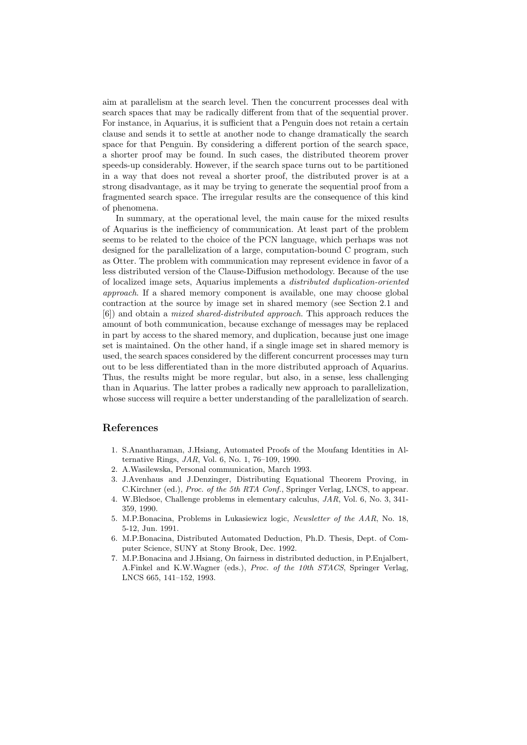aim at parallelism at the search level. Then the concurrent processes deal with search spaces that may be radically different from that of the sequential prover. For instance, in Aquarius, it is sufficient that a Penguin does not retain a certain clause and sends it to settle at another node to change dramatically the search space for that Penguin. By considering a different portion of the search space, a shorter proof may be found. In such cases, the distributed theorem prover speeds-up considerably. However, if the search space turns out to be partitioned in a way that does not reveal a shorter proof, the distributed prover is at a strong disadvantage, as it may be trying to generate the sequential proof from a fragmented search space. The irregular results are the consequence of this kind of phenomena.

In summary, at the operational level, the main cause for the mixed results of Aquarius is the inefficiency of communication. At least part of the problem seems to be related to the choice of the PCN language, which perhaps was not designed for the parallelization of a large, computation-bound C program, such as Otter. The problem with communication may represent evidence in favor of a less distributed version of the Clause-Diffusion methodology. Because of the use of localized image sets, Aquarius implements a *distributed duplication-oriented approach*. If a shared memory component is available, one may choose global contraction at the source by image set in shared memory (see Section 2.1 and [6]) and obtain a *mixed shared-distributed approach*. This approach reduces the amount of both communication, because exchange of messages may be replaced in part by access to the shared memory, and duplication, because just one image set is maintained. On the other hand, if a single image set in shared memory is used, the search spaces considered by the different concurrent processes may turn out to be less differentiated than in the more distributed approach of Aquarius. Thus, the results might be more regular, but also, in a sense, less challenging than in Aquarius. The latter probes a radically new approach to parallelization, whose success will require a better understanding of the parallelization of search.

## References

1. S.Anantharaman, J.Hsiang, Automated Proofs of the Moufang Identities in Alternative Rings, *JAR*, Vol. 6, No. 1, 76–109, 1990.
2. A.Wasilewska, Personal communication, March 1993.
3. J.Avenhaus and J.Denzinger, Distributing Equational Theorem Proving, in C.Kirchner (ed.), *Proc. of the 5th RTA Conf.*, Springer Verlag, LNCS, to appear.
4. W.Bledsoe, Challenge problems in elementary calculus, *JAR*, Vol. 6, No. 3, 341-359, 1990.
5. M.P.Bonacina, Problems in Lukasiewicz logic, *Newsletter of the AAR*, No. 18, 5-12, Jun. 1991.
6. M.P.Bonacina, Distributed Automated Deduction, Ph.D. Thesis, Dept. of Computer Science, SUNY at Stony Brook, Dec. 1992.
7. M.P.Bonacina and J.Hsiang, On fairness in distributed deduction, in P.Enjalbert, A.Finkel and K.W.Wagner (eds.), *Proc. of the 10th STACS*, Springer Verlag, LNCS 665, 141–152, 1993.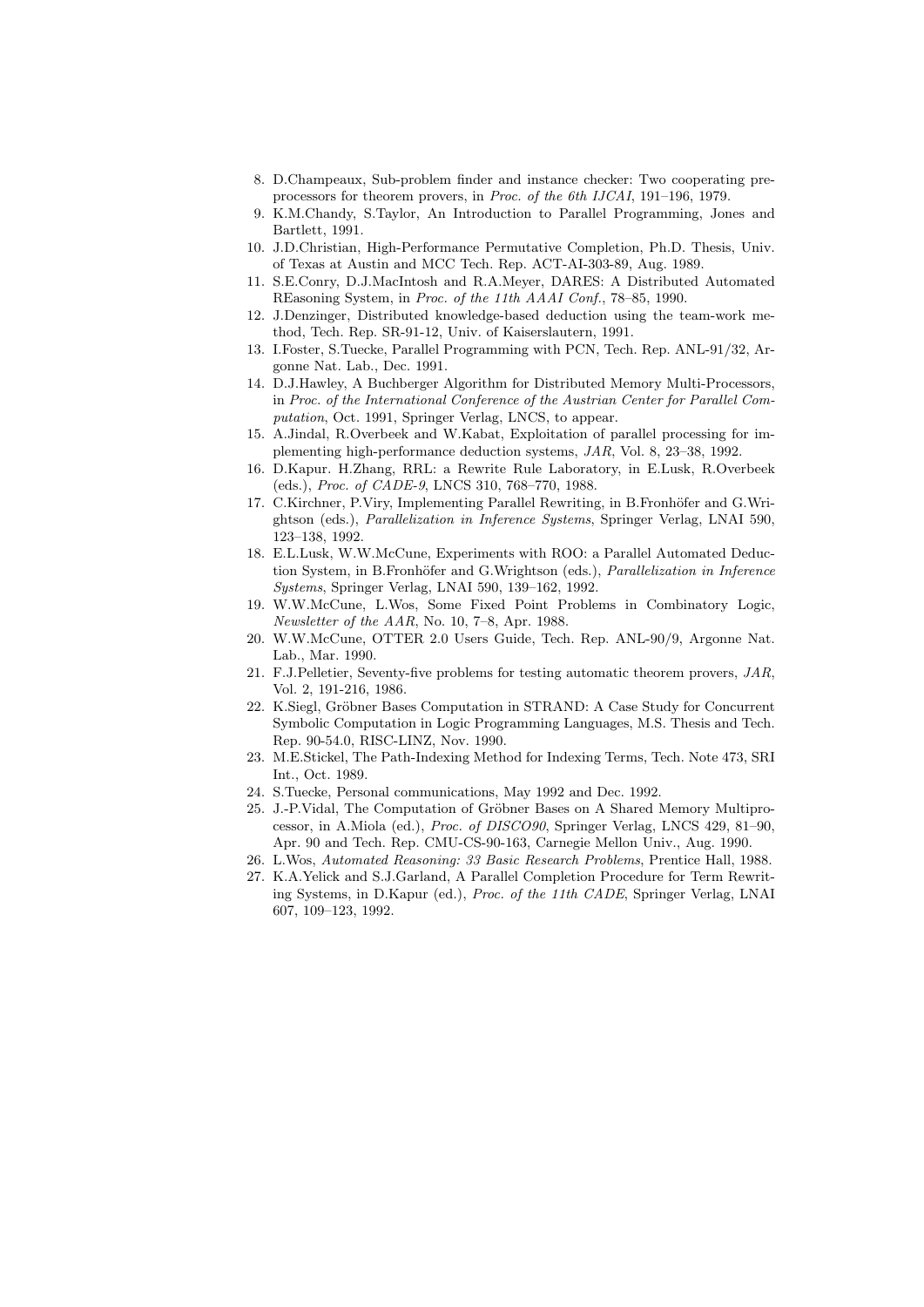8. D.Champeaux, Sub-problem finder and instance checker: Two cooperating preprocessors for theorem provers, in *Proc. of the 6th IJCAI*, 191–196, 1979.
9. K.M.Chandy, S.Taylor, An Introduction to Parallel Programming, Jones and Bartlett, 1991.
10. J.D.Christian, High-Performance Permutative Completion, Ph.D. Thesis, Univ. of Texas at Austin and MCC Tech. Rep. ACT-AI-303-89, Aug. 1989.
11. S.E.Conry, D.J.MacIntosh and R.A.Meyer, DARES: A Distributed Automated REasoning System, in *Proc. of the 11th AAAI Conf.*, 78–85, 1990.
12. J.Denzinger, Distributed knowledge-based deduction using the team-work method, Tech. Rep. SR-91-12, Univ. of Kaiserslautern, 1991.
13. I.Foster, S.Tuecke, Parallel Programming with PCN, Tech. Rep. ANL-91/32, Argonne Nat. Lab., Dec. 1991.
14. D.J.Hawley, A Buchberger Algorithm for Distributed Memory Multi-Processors, in *Proc. of the International Conference of the Austrian Center for Parallel Computation*, Oct. 1991, Springer Verlag, LNCS, to appear.
15. A.Jindal, R.Overbeek and W.Kabat, Exploitation of parallel processing for implementing high-performance deduction systems, *JAR*, Vol. 8, 23–38, 1992.
16. D.Kapur. H.Zhang, RRL: a Rewrite Rule Laboratory, in E.Lusk, R.Overbeek (eds.), *Proc. of CADE-9*, LNCS 310, 768–770, 1988.
17. C.Kirchner, P.Viry, Implementing Parallel Rewriting, in B.Fronhöfer and G.Wrightson (eds.), *Parallelization in Inference Systems*, Springer Verlag, LNAI 590, 123–138, 1992.
18. E.L.Lusk, W.W.McCune, Experiments with ROO: a Parallel Automated Deduction System, in B.Fronhöfer and G.Wrightson (eds.), *Parallelization in Inference Systems*, Springer Verlag, LNAI 590, 139–162, 1992.
19. W.W.McCune, L.Wos, Some Fixed Point Problems in Combinatory Logic, *Newsletter of the AAR*, No. 10, 7–8, Apr. 1988.
20. W.W.McCune, OTTER 2.0 Users Guide, Tech. Rep. ANL-90/9, Argonne Nat. Lab., Mar. 1990.
21. F.J.Pelletier, Seventy-five problems for testing automatic theorem provers, *JAR*, Vol. 2, 191-216, 1986.
22. K.Siegl, Gröbner Bases Computation in STRAND: A Case Study for Concurrent Symbolic Computation in Logic Programming Languages, M.S. Thesis and Tech. Rep. 90-54.0, RISC-LINZ, Nov. 1990.
23. M.E.Stickel, The Path-Indexing Method for Indexing Terms, Tech. Note 473, SRI Int., Oct. 1989.
24. S.Tuecke, Personal communications, May 1992 and Dec. 1992.
25. J.-P.Vidal, The Computation of Gröbner Bases on A Shared Memory Multiprocessor, in A.Miola (ed.), *Proc. of DISCO90*, Springer Verlag, LNCS 429, 81–90, Apr. 90 and Tech. Rep. CMU-CS-90-163, Carnegie Mellon Univ., Aug. 1990.
26. L.Wos, *Automated Reasoning: 33 Basic Research Problems*, Prentice Hall, 1988.
27. K.A.Yelick and S.J.Garland, A Parallel Completion Procedure for Term Rewriting Systems, in D.Kapur (ed.), *Proc. of the 11th CADE*, Springer Verlag, LNAI 607, 109–123, 1992.